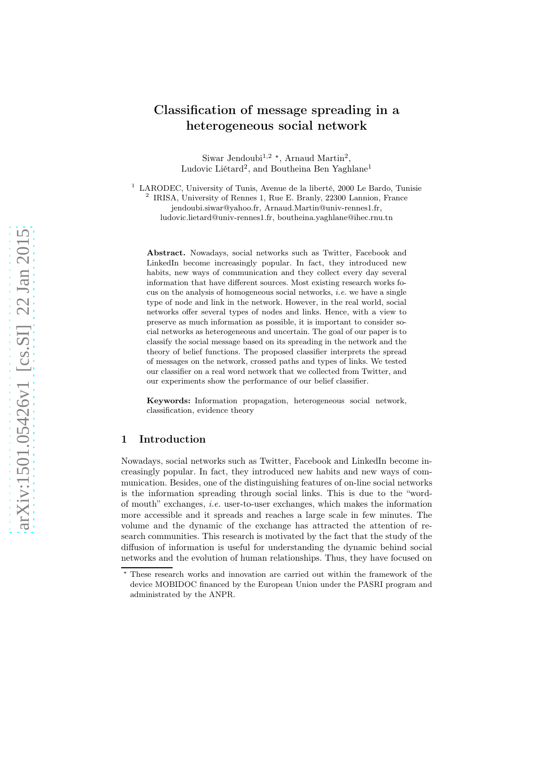# Classification of message spreading in a heterogeneous social network

Siwar Jendoubi[1,2] ⋆, Arnaud Martin[2],
Ludovic Liétard[2], and Boutheina Ben Yaghlane[1]

[1] LARODEC, University of Tunis, Avenue de la liberté, 2000 Le Bardo, Tunisie
[2] IRISA, University of Rennes 1, Rue E. Branly, 22300 Lannion, France
jendoubi.siwar@yahoo.fr, Arnaud.Martin@univ-rennes1.fr,
ludovic.lietard@univ-rennes1.fr, boutheina.yaghlane@ihec.rnu.tn

**Abstract.** Nowadays, social networks such as Twitter, Facebook and LinkedIn become increasingly popular. In fact, they introduced new habits, new ways of communication and they collect every day several information that have different sources. Most existing research works focus on the analysis of homogeneous social networks, *i.e.* we have a single type of node and link in the network. However, in the real world, social networks offer several types of nodes and links. Hence, with a view to preserve as much information as possible, it is important to consider social networks as heterogeneous and uncertain. The goal of our paper is to classify the social message based on its spreading in the network and the theory of belief functions. The proposed classifier interprets the spread of messages on the network, crossed paths and types of links. We tested our classifier on a real word network that we collected from Twitter, and our experiments show the performance of our belief classifier.

**Keywords:** Information propagation, heterogeneous social network, classification, evidence theory

## 1 Introduction

Nowadays, social networks such as Twitter, Facebook and LinkedIn become increasingly popular. In fact, they introduced new habits and new ways of communication. Besides, one of the distinguishing features of on-line social networks is the information spreading through social links. This is due to the "word-of mouth" exchanges, *i.e.* user-to-user exchanges, which makes the information more accessible and it spreads and reaches a large scale in few minutes. The volume and the dynamic of the exchange has attracted the attention of research communities. This research is motivated by the fact that the study of the diffusion of information is useful for understanding the dynamic behind social networks and the evolution of human relationships. Thus, they have focused on

⋆ These research works and innovation are carried out within the framework of the device MOBIDOC financed by the European Union under the PASRI program and administrated by the ANPR.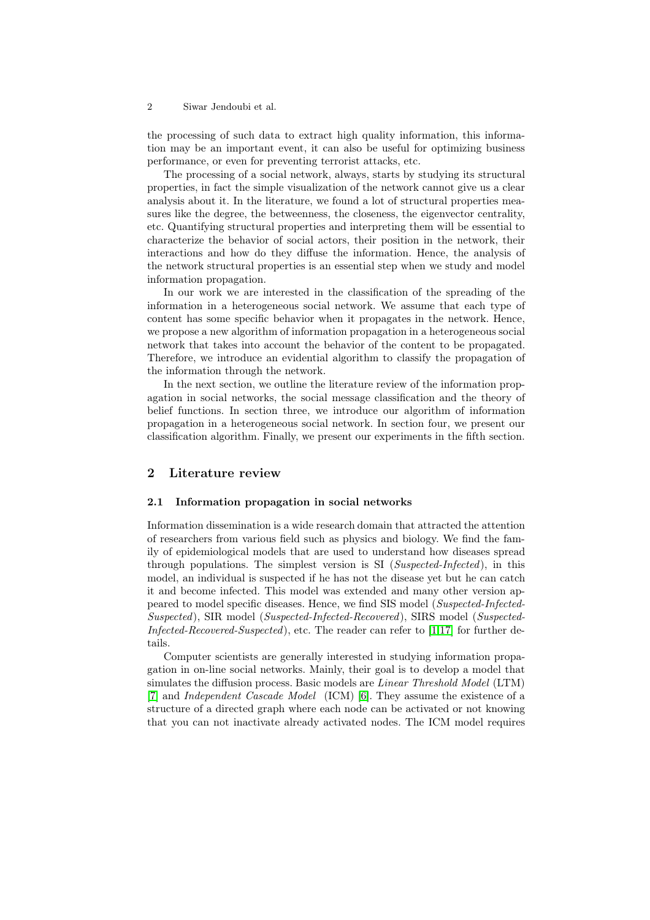the processing of such data to extract high quality information, this information may be an important event, it can also be useful for optimizing business performance, or even for preventing terrorist attacks, etc.

The processing of a social network, always, starts by studying its structural properties, in fact the simple visualization of the network cannot give us a clear analysis about it. In the literature, we found a lot of structural properties measures like the degree, the betweenness, the closeness, the eigenvector centrality, etc. Quantifying structural properties and interpreting them will be essential to characterize the behavior of social actors, their position in the network, their interactions and how do they diffuse the information. Hence, the analysis of the network structural properties is an essential step when we study and model information propagation.

In our work we are interested in the classification of the spreading of the information in a heterogeneous social network. We assume that each type of content has some specific behavior when it propagates in the network. Hence, we propose a new algorithm of information propagation in a heterogeneous social network that takes into account the behavior of the content to be propagated. Therefore, we introduce an evidential algorithm to classify the propagation of the information through the network.

In the next section, we outline the literature review of the information propagation in social networks, the social message classification and the theory of belief functions. In section three, we introduce our algorithm of information propagation in a heterogeneous social network. In section four, we present our classification algorithm. Finally, we present our experiments in the fifth section.

## 2 Literature review

### 2.1 Information propagation in social networks

Information dissemination is a wide research domain that attracted the attention of researchers from various field such as physics and biology. We find the family of epidemiological models that are used to understand how diseases spread through populations. The simplest version is SI (*Suspected-Infected*), in this model, an individual is suspected if he has not the disease yet but he can catch it and become infected. This model was extended and many other version appeared to model specific diseases. Hence, we find SIS model (*Suspected-Infected-Suspected*), SIR model (*Suspected-Infected-Recovered*), SIRS model (*Suspected-Infected-Recovered-Suspected*), etc. The reader can refer to [1,17] for further details.

Computer scientists are generally interested in studying information propagation in on-line social networks. Mainly, their goal is to develop a model that simulates the diffusion process. Basic models are *Linear Threshold Model* (LTM) [7] and *Independent Cascade Model* (ICM) [6]. They assume the existence of a structure of a directed graph where each node can be activated or not knowing that you can not inactivate already activated nodes. The ICM model requires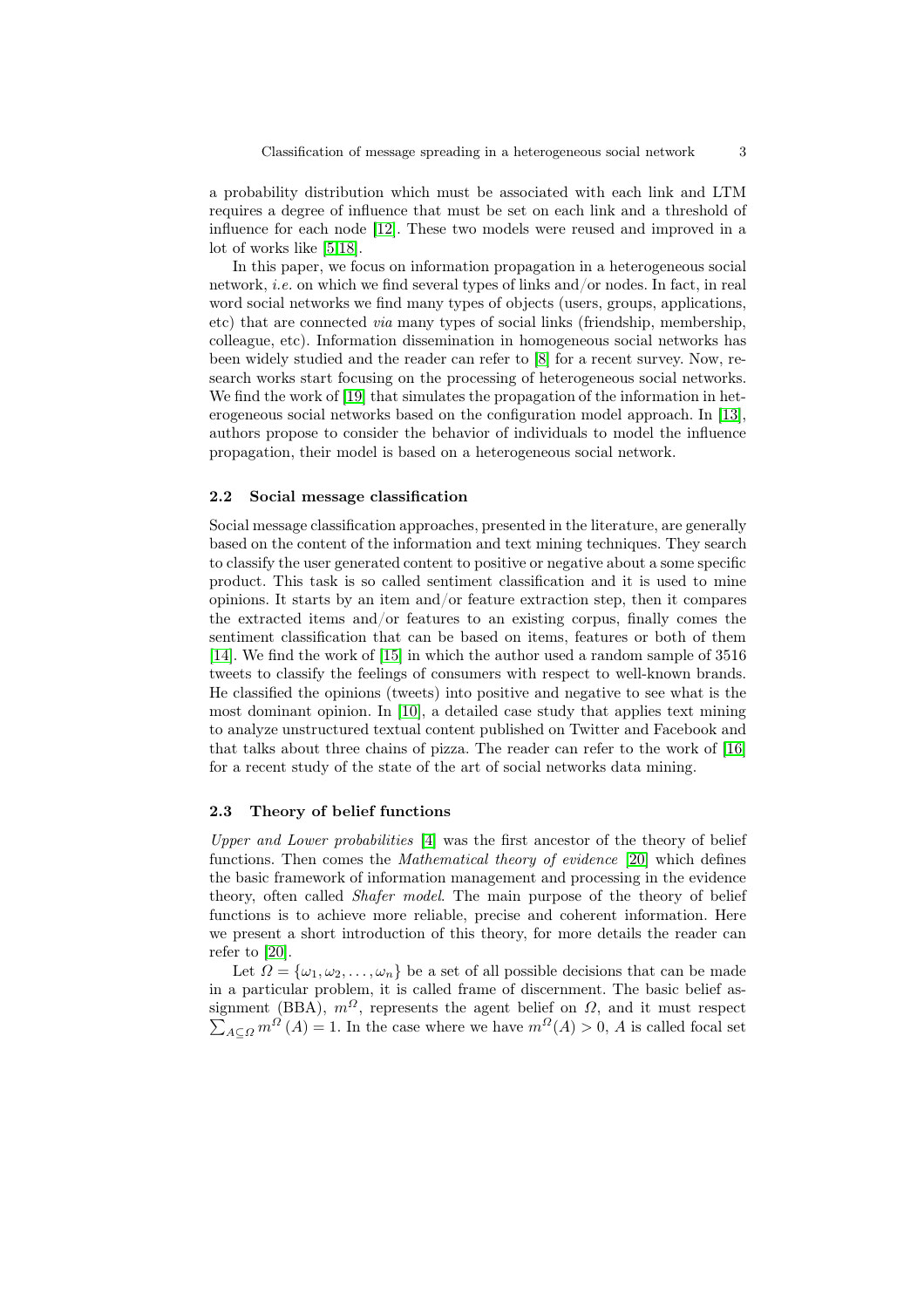a probability distribution which must be associated with each link and LTM requires a degree of influence that must be set on each link and a threshold of influence for each node [12]. These two models were reused and improved in a lot of works like [5,18].

In this paper, we focus on information propagation in a heterogeneous social network, *i.e.* on which we find several types of links and/or nodes. In fact, in real word social networks we find many types of objects (users, groups, applications, etc) that are connected *via* many types of social links (friendship, membership, colleague, etc). Information dissemination in homogeneous social networks has been widely studied and the reader can refer to [8] for a recent survey. Now, research works start focusing on the processing of heterogeneous social networks. We find the work of [19] that simulates the propagation of the information in heterogeneous social networks based on the configuration model approach. In [13], authors propose to consider the behavior of individuals to model the influence propagation, their model is based on a heterogeneous social network.

### 2.2 Social message classification

Social message classification approaches, presented in the literature, are generally based on the content of the information and text mining techniques. They search to classify the user generated content to positive or negative about a some specific product. This task is so called sentiment classification and it is used to mine opinions. It starts by an item and/or feature extraction step, then it compares the extracted items and/or features to an existing corpus, finally comes the sentiment classification that can be based on items, features or both of them [14]. We find the work of [15] in which the author used a random sample of 3516 tweets to classify the feelings of consumers with respect to well-known brands. He classified the opinions (tweets) into positive and negative to see what is the most dominant opinion. In [10], a detailed case study that applies text mining to analyze unstructured textual content published on Twitter and Facebook and that talks about three chains of pizza. The reader can refer to the work of [16] for a recent study of the state of the art of social networks data mining.

### 2.3 Theory of belief functions

*Upper and Lower probabilities* [4] was the first ancestor of the theory of belief functions. Then comes the *Mathematical theory of evidence* [20] which defines the basic framework of information management and processing in the evidence theory, often called *Shafer model*. The main purpose of the theory of belief functions is to achieve more reliable, precise and coherent information. Here we present a short introduction of this theory, for more details the reader can refer to [20].

Let $\Omega = \{\omega_1, \omega_2, \ldots, \omega_n\}$ be a set of all possible decisions that can be made in a particular problem, it is called frame of discernment. The basic belief assignment (BBA), $m^\Omega$, represents the agent belief on $\Omega$, and it must respect $\sum_{A \subseteq \Omega} m^\Omega(A) = 1$. In the case where we have $m^\Omega(A) > 0$, $A$ is called focal set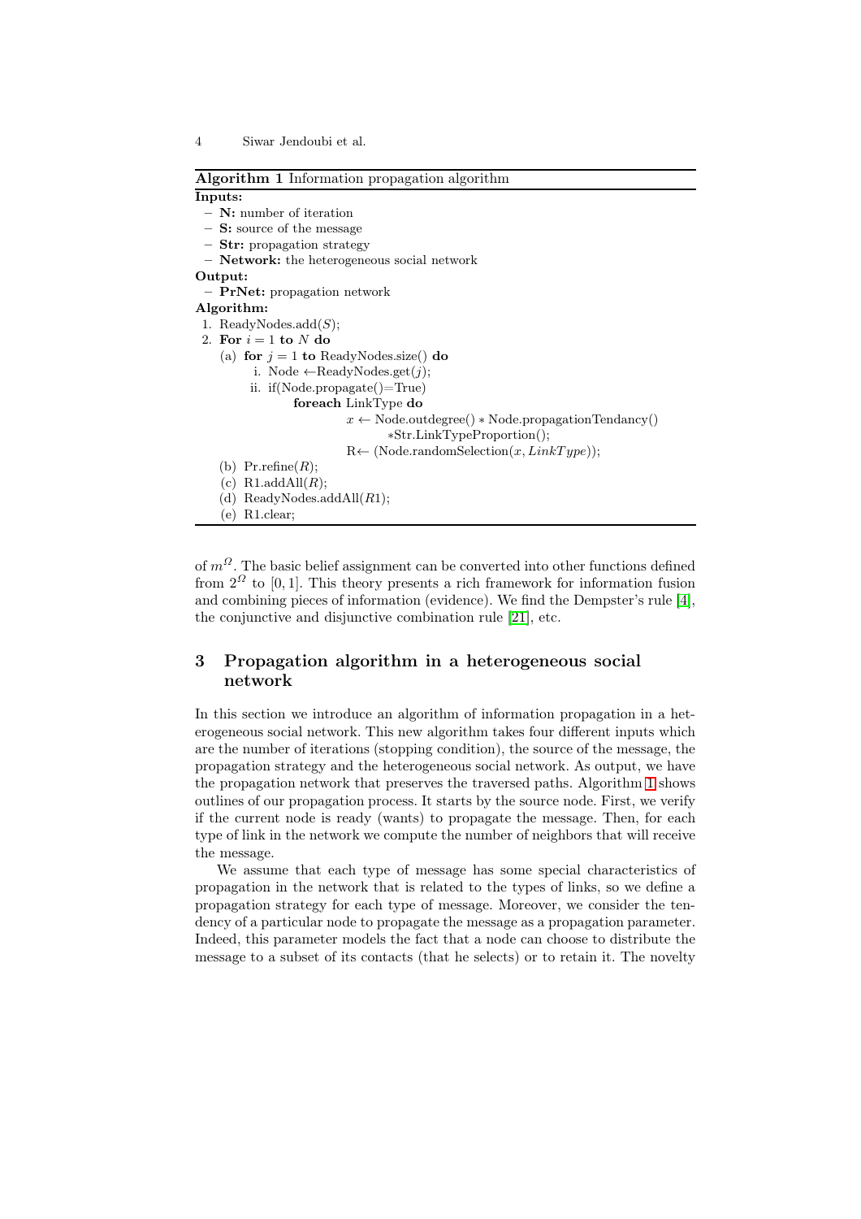**Algorithm 1** Information propagation algorithm

**Inputs:**

- **N:** number of iteration
- **S:** source of the message
- **Str:** propagation strategy
- **Network:** the heterogeneous social network

**Output:**

- **PrNet:** propagation network

**Algorithm:**

```
1. ReadyNodes.add(S);
2. For i = 1 to N do
   (a) for j = 1 to ReadyNodes.size() do
        i. Node ←ReadyNodes.get(j);
       ii. if(Node.propagate()=True)
              foreach LinkType do
                     x ← Node.outdegree() ∗ Node.propagationTendancy()
                            ∗Str.LinkTypeProportion();
                     R← (Node.randomSelection(x, LinkType));
   (b) Pr.refine(R);
   (c) R1.addAll(R);
   (d) ReadyNodes.addAll(R1);
   (e) R1.clear;
```

of $m^{\Omega}$. The basic belief assignment can be converted into other functions defined from $2^{\Omega}$ to $[0, 1]$. This theory presents a rich framework for information fusion and combining pieces of information (evidence). We find the Dempster's rule [4], the conjunctive and disjunctive combination rule [21], etc.

## 3 Propagation algorithm in a heterogeneous social network

In this section we introduce an algorithm of information propagation in a heterogeneous social network. This new algorithm takes four different inputs which are the number of iterations (stopping condition), the source of the message, the propagation strategy and the heterogeneous social network. As output, we have the propagation network that preserves the traversed paths. Algorithm 1 shows outlines of our propagation process. It starts by the source node. First, we verify if the current node is ready (wants) to propagate the message. Then, for each type of link in the network we compute the number of neighbors that will receive the message.

We assume that each type of message has some special characteristics of propagation in the network that is related to the types of links, so we define a propagation strategy for each type of message. Moreover, we consider the tendency of a particular node to propagate the message as a propagation parameter. Indeed, this parameter models the fact that a node can choose to distribute the message to a subset of its contacts (that he selects) or to retain it. The novelty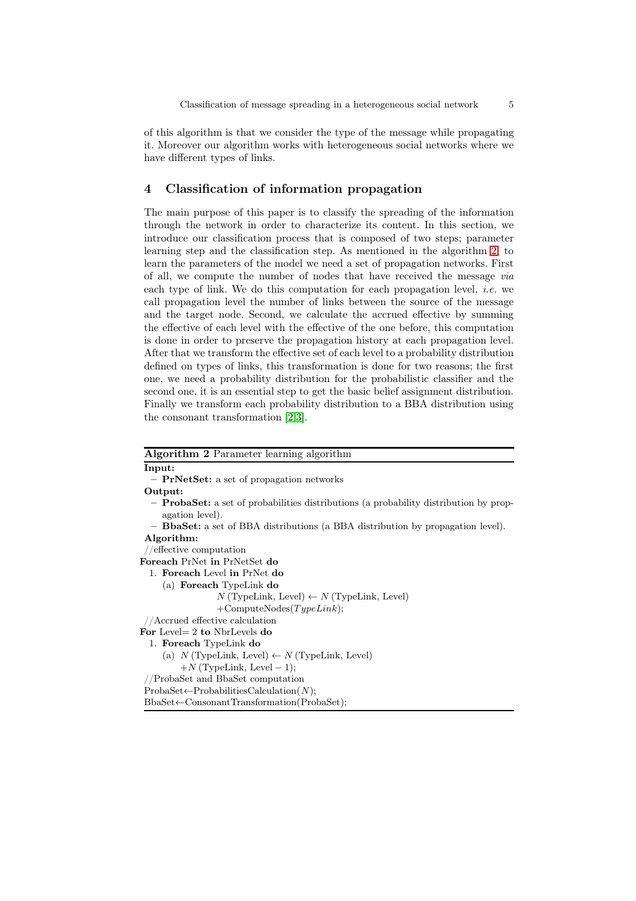of this algorithm is that we consider the type of the message while propagating it. Moreover our algorithm works with heterogeneous social networks where we have different types of links.

## 4 Classification of information propagation

The main purpose of this paper is to classify the spreading of the information through the network in order to characterize its content. In this section, we introduce our classification process that is composed of two steps; parameter learning step and the classification step. As mentioned in the algorithm 2, to learn the parameters of the model we need a set of propagation networks. First of all, we compute the number of nodes that have received the message *via* each type of link. We do this computation for each propagation level, *i.e.* we call propagation level the number of links between the source of the message and the target node. Second, we calculate the accrued effective by summing the effective of each level with the effective of the one before, this computation is done in order to preserve the propagation history at each propagation level. After that we transform the effective set of each level to a probability distribution defined on types of links, this transformation is done for two reasons; the first one, we need a probability distribution for the probabilistic classifier and the second one, it is an essential step to get the basic belief assignment distribution. Finally we transform each probability distribution to a BBA distribution using the consonant transformation [2,3].

---

**Algorithm 2** Parameter learning algorithm

---

**Input:**

- **PrNetSet:** a set of propagation networks

**Output:**

- **ProbaSet:** a set of probabilities distributions (a probability distribution by propagation level).
- **BbaSet:** a set of BBA distributions (a BBA distribution by propagation level).

**Algorithm:**

//effective computation

**Foreach** PrNet **in** PrNetSet **do**

1. **Foreach** Level **in** PrNet **do**
   (a) **Foreach** TypeLink **do**
       $N$ (TypeLink, Level) ← $N$ (TypeLink, Level) +ComputeNodes($TypeLink$);

//Accrued effective calculation

**For** Level= 2 **to** NbrLevels **do**

1. **Foreach** TypeLink **do**
   (a) $N$ (TypeLink, Level) ← $N$ (TypeLink, Level) +$N$ (TypeLink, Level − 1);

//ProbaSet and BbaSet computation

ProbaSet←ProbabilitiesCalculation($N$);

BbaSet←ConsonantTransformation(ProbaSet);

---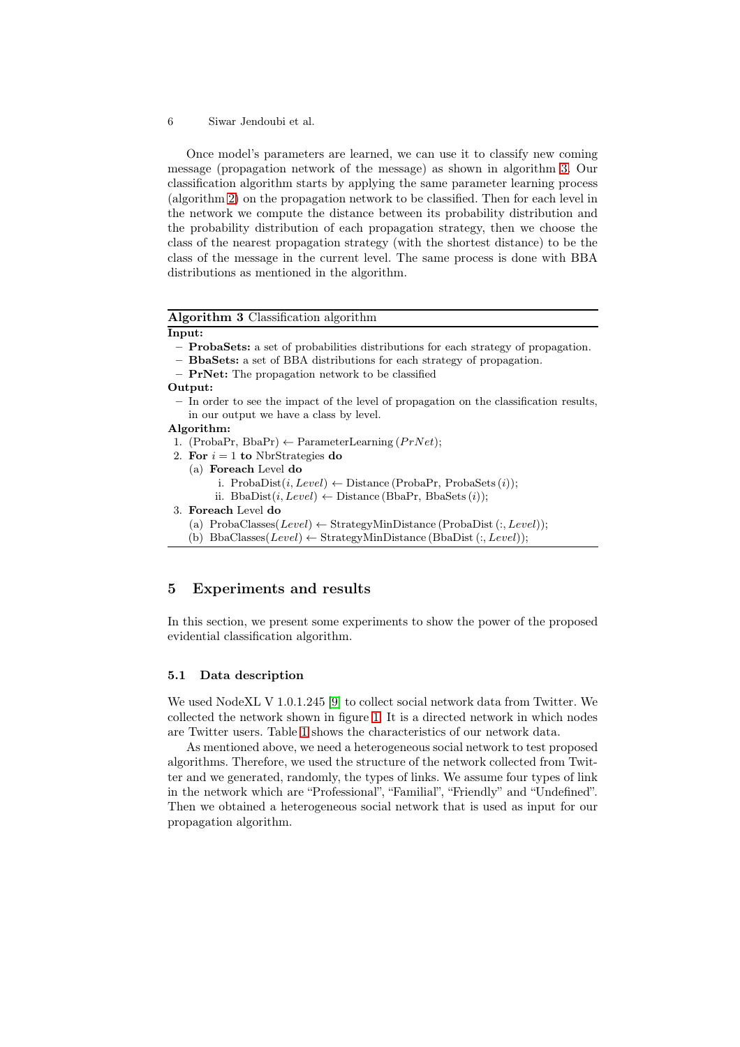Once model's parameters are learned, we can use it to classify new coming message (propagation network of the message) as shown in algorithm 3. Our classification algorithm starts by applying the same parameter learning process (algorithm 2) on the propagation network to be classified. Then for each level in the network we compute the distance between its probability distribution and the probability distribution of each propagation strategy, then we choose the class of the nearest propagation strategy (with the shortest distance) to be the class of the message in the current level. The same process is done with BBA distributions as mentioned in the algorithm.

---

**Algorithm 3** Classification algorithm

---

**Input:**

- **ProbaSets:** a set of probabilities distributions for each strategy of propagation.
- **BbaSets:** a set of BBA distributions for each strategy of propagation.
- **PrNet:** The propagation network to be classified

**Output:**

- In order to see the impact of the level of propagation on the classification results, in our output we have a class by level.

**Algorithm:**

1. (ProbaPr, BbaPr) ← ParameterLearning ($PrNet$);
2. **For** $i = 1$ **to** NbrStrategies **do**
   (a) **Foreach** Level **do**
      i. ProbaDist($i, Level$) ← Distance (ProbaPr, ProbaSets ($i$));
      ii. BbaDist($i, Level$) ← Distance (BbaPr, BbaSets ($i$));
3. **Foreach** Level **do**
   (a) ProbaClasses($Level$) ← StrategyMinDistance (ProbaDist (:, $Level$));
   (b) BbaClasses($Level$) ← StrategyMinDistance (BbaDist (:, $Level$));

---

## 5 Experiments and results

In this section, we present some experiments to show the power of the proposed evidential classification algorithm.

### 5.1 Data description

We used NodeXL V 1.0.1.245 [9] to collect social network data from Twitter. We collected the network shown in figure 1. It is a directed network in which nodes are Twitter users. Table 1 shows the characteristics of our network data.

As mentioned above, we need a heterogeneous social network to test proposed algorithms. Therefore, we used the structure of the network collected from Twitter and we generated, randomly, the types of links. We assume four types of link in the network which are "Professional", "Familial", "Friendly" and "Undefined". Then we obtained a heterogeneous social network that is used as input for our propagation algorithm.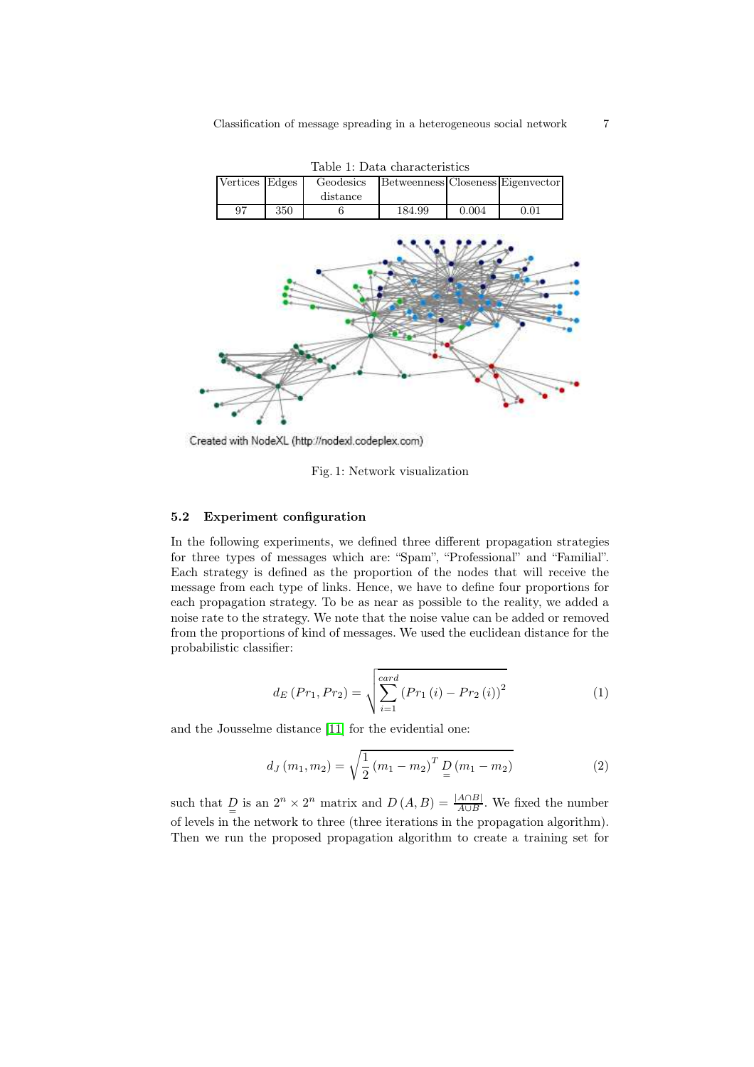Table 1: Data characteristics

| Vertices | Edges | Geodesics distance | Betweenness | Closeness | Eigenvector |
|---|---|---|---|---|---|
| 97 | 350 | 6 | 184.99 | 0.004 | 0.01 |

Created with NodeXL (http://nodexl.codeplex.com)

Fig. 1: Network visualization

### 5.2 Experiment configuration

In the following experiments, we defined three different propagation strategies for three types of messages which are: "Spam", "Professional" and "Familial". Each strategy is defined as the proportion of the nodes that will receive the message from each type of links. Hence, we have to define four proportions for each propagation strategy. To be as near as possible to the reality, we added a noise rate to the strategy. We note that the noise value can be added or removed from the proportions of kind of messages. We used the euclidean distance for the probabilistic classifier:

$$d_E\left(Pr_1, Pr_2\right) = \sqrt{\sum_{i=1}^{card}\left(Pr_1\left(i\right) - Pr_2\left(i\right)\right)^2} \tag{1}$$

and the Jousselme distance [11] for the evidential one:

$$d_J\left(m_1, m_2\right) = \sqrt{\frac{1}{2}\left(m_1 - m_2\right)^T \underline{\underline{D}}\left(m_1 - m_2\right)} \tag{2}$$

such that $\underline{\underline{D}}$ is an $2^n \times 2^n$ matrix and $D\left(A, B\right) = \frac{|A \cap B|}{A \cup B}$. We fixed the number of levels in the network to three (three iterations in the propagation algorithm). Then we run the proposed propagation algorithm to create a training set for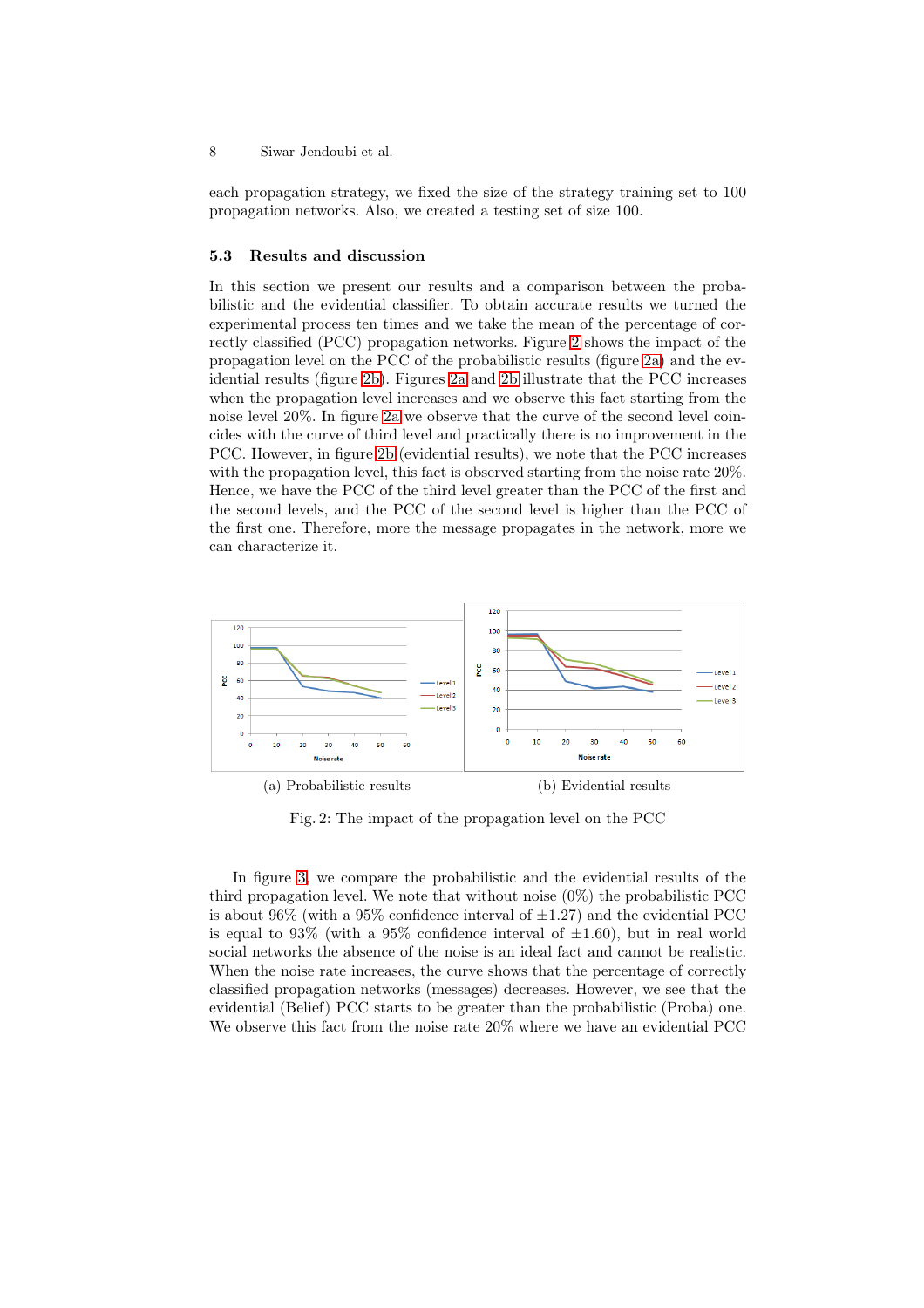each propagation strategy, we fixed the size of the strategy training set to 100 propagation networks. Also, we created a testing set of size 100.

### 5.3 Results and discussion

In this section we present our results and a comparison between the probabilistic and the evidential classifier. To obtain accurate results we turned the experimental process ten times and we take the mean of the percentage of correctly classified (PCC) propagation networks. Figure 2 shows the impact of the propagation level on the PCC of the probabilistic results (figure 2a) and the evidential results (figure 2b). Figures 2a and 2b illustrate that the PCC increases when the propagation level increases and we observe this fact starting from the noise level 20%. In figure 2a we observe that the curve of the second level coincides with the curve of third level and practically there is no improvement in the PCC. However, in figure 2b (evidential results), we note that the PCC increases with the propagation level, this fact is observed starting from the noise rate 20%. Hence, we have the PCC of the third level greater than the PCC of the first and the second levels, and the PCC of the second level is higher than the PCC of the first one. Therefore, more the message propagates in the network, more we can characterize it.

(a) Probabilistic results

(b) Evidential results

Fig. 2: The impact of the propagation level on the PCC

In figure 3, we compare the probabilistic and the evidential results of the third propagation level. We note that without noise (0%) the probabilistic PCC is about 96% (with a 95% confidence interval of $\pm 1.27$) and the evidential PCC is equal to 93% (with a 95% confidence interval of $\pm 1.60$), but in real world social networks the absence of the noise is an ideal fact and cannot be realistic. When the noise rate increases, the curve shows that the percentage of correctly classified propagation networks (messages) decreases. However, we see that the evidential (Belief) PCC starts to be greater than the probabilistic (Proba) one. We observe this fact from the noise rate 20% where we have an evidential PCC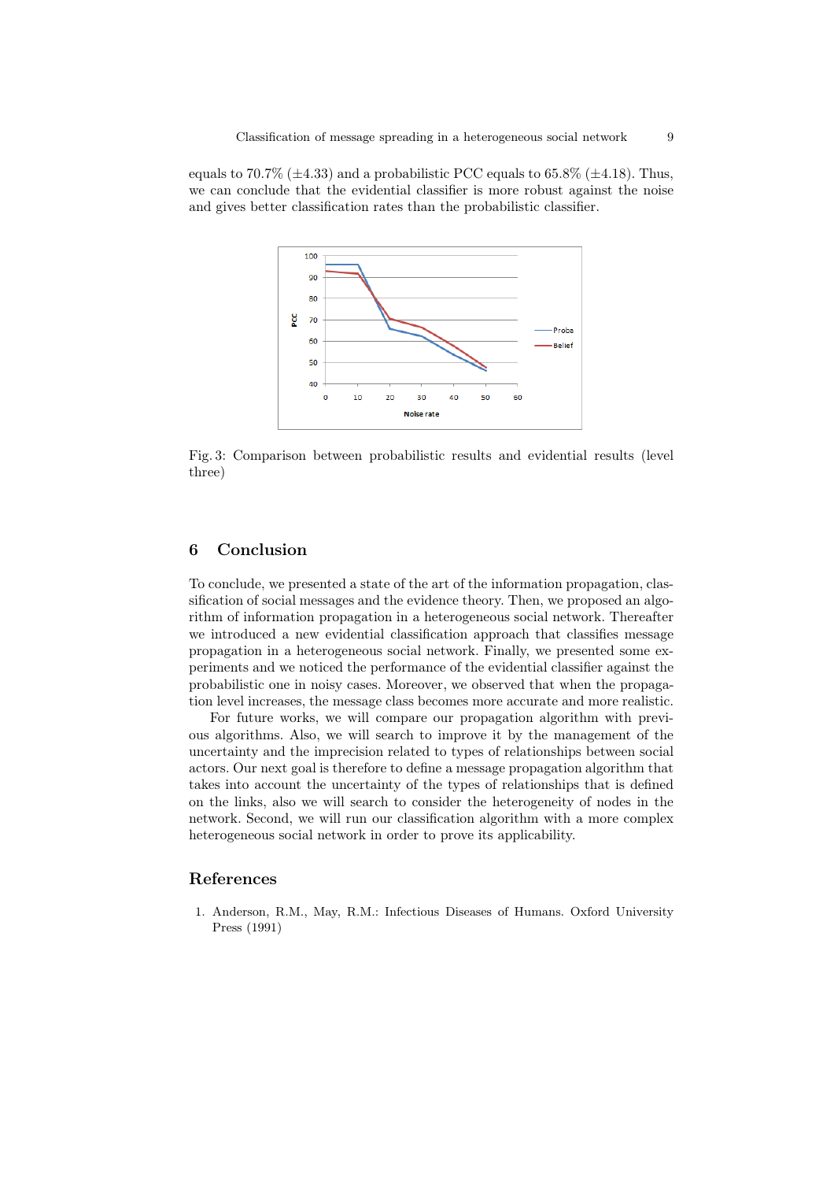equals to 70.7% (±4.33) and a probabilistic PCC equals to 65.8% (±4.18). Thus, we can conclude that the evidential classifier is more robust against the noise and gives better classification rates than the probabilistic classifier.

Fig. 3: Comparison between probabilistic results and evidential results (level three)

## 6 Conclusion

To conclude, we presented a state of the art of the information propagation, classification of social messages and the evidence theory. Then, we proposed an algorithm of information propagation in a heterogeneous social network. Thereafter we introduced a new evidential classification approach that classifies message propagation in a heterogeneous social network. Finally, we presented some experiments and we noticed the performance of the evidential classifier against the probabilistic one in noisy cases. Moreover, we observed that when the propagation level increases, the message class becomes more accurate and more realistic.

For future works, we will compare our propagation algorithm with previous algorithms. Also, we will search to improve it by the management of the uncertainty and the imprecision related to types of relationships between social actors. Our next goal is therefore to define a message propagation algorithm that takes into account the uncertainty of the types of relationships that is defined on the links, also we will search to consider the heterogeneity of nodes in the network. Second, we will run our classification algorithm with a more complex heterogeneous social network in order to prove its applicability.

## References

1. Anderson, R.M., May, R.M.: Infectious Diseases of Humans. Oxford University Press (1991)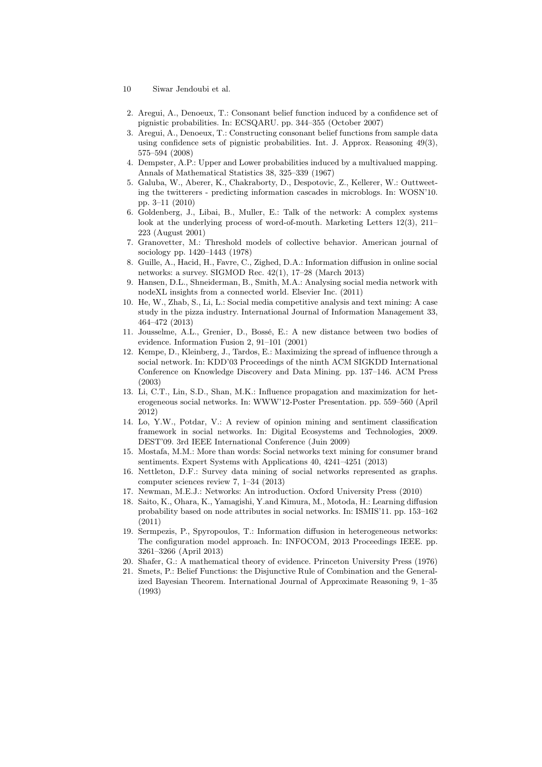2. Aregui, A., Denoeux, T.: Consonant belief function induced by a confidence set of pignistic probabilities. In: ECSQARU. pp. 344–355 (October 2007)
3. Aregui, A., Denoeux, T.: Constructing consonant belief functions from sample data using confidence sets of pignistic probabilities. Int. J. Approx. Reasoning 49(3), 575–594 (2008)
4. Dempster, A.P.: Upper and Lower probabilities induced by a multivalued mapping. Annals of Mathematical Statistics 38, 325–339 (1967)
5. Galuba, W., Aberer, K., Chakraborty, D., Despotovic, Z., Kellerer, W.: Outtweeting the twitterers - predicting information cascades in microblogs. In: WOSN'10. pp. 3–11 (2010)
6. Goldenberg, J., Libai, B., Muller, E.: Talk of the network: A complex systems look at the underlying process of word-of-mouth. Marketing Letters 12(3), 211–223 (August 2001)
7. Granovetter, M.: Threshold models of collective behavior. American journal of sociology pp. 1420–1443 (1978)
8. Guille, A., Hacid, H., Favre, C., Zighed, D.A.: Information diffusion in online social networks: a survey. SIGMOD Rec. 42(1), 17–28 (March 2013)
9. Hansen, D.L., Shneiderman, B., Smith, M.A.: Analysing social media network with nodeXL insights from a connected world. Elsevier Inc. (2011)
10. He, W., Zhab, S., Li, L.: Social media competitive analysis and text mining: A case study in the pizza industry. International Journal of Information Management 33, 464–472 (2013)
11. Jousselme, A.L., Grenier, D., Bossé, E.: A new distance between two bodies of evidence. Information Fusion 2, 91–101 (2001)
12. Kempe, D., Kleinberg, J., Tardos, E.: Maximizing the spread of influence through a social network. In: KDD'03 Proceedings of the ninth ACM SIGKDD International Conference on Knowledge Discovery and Data Mining. pp. 137–146. ACM Press (2003)
13. Li, C.T., Lin, S.D., Shan, M.K.: Influence propagation and maximization for heterogeneous social networks. In: WWW'12-Poster Presentation. pp. 559–560 (April 2012)
14. Lo, Y.W., Potdar, V.: A review of opinion mining and sentiment classification framework in social networks. In: Digital Ecosystems and Technologies, 2009. DEST'09. 3rd IEEE International Conference (Juin 2009)
15. Mostafa, M.M.: More than words: Social networks text mining for consumer brand sentiments. Expert Systems with Applications 40, 4241–4251 (2013)
16. Nettleton, D.F.: Survey data mining of social networks represented as graphs. computer sciences review 7, 1–34 (2013)
17. Newman, M.E.J.: Networks: An introduction. Oxford University Press (2010)
18. Saito, K., Ohara, K., Yamagishi, Y.and Kimura, M., Motoda, H.: Learning diffusion probability based on node attributes in social networks. In: ISMIS'11. pp. 153–162 (2011)
19. Sermpezis, P., Spyropoulos, T.: Information diffusion in heterogeneous networks: The configuration model approach. In: INFOCOM, 2013 Proceedings IEEE. pp. 3261–3266 (April 2013)
20. Shafer, G.: A mathematical theory of evidence. Princeton University Press (1976)
21. Smets, P.: Belief Functions: the Disjunctive Rule of Combination and the Generalized Bayesian Theorem. International Journal of Approximate Reasoning 9, 1–35 (1993)